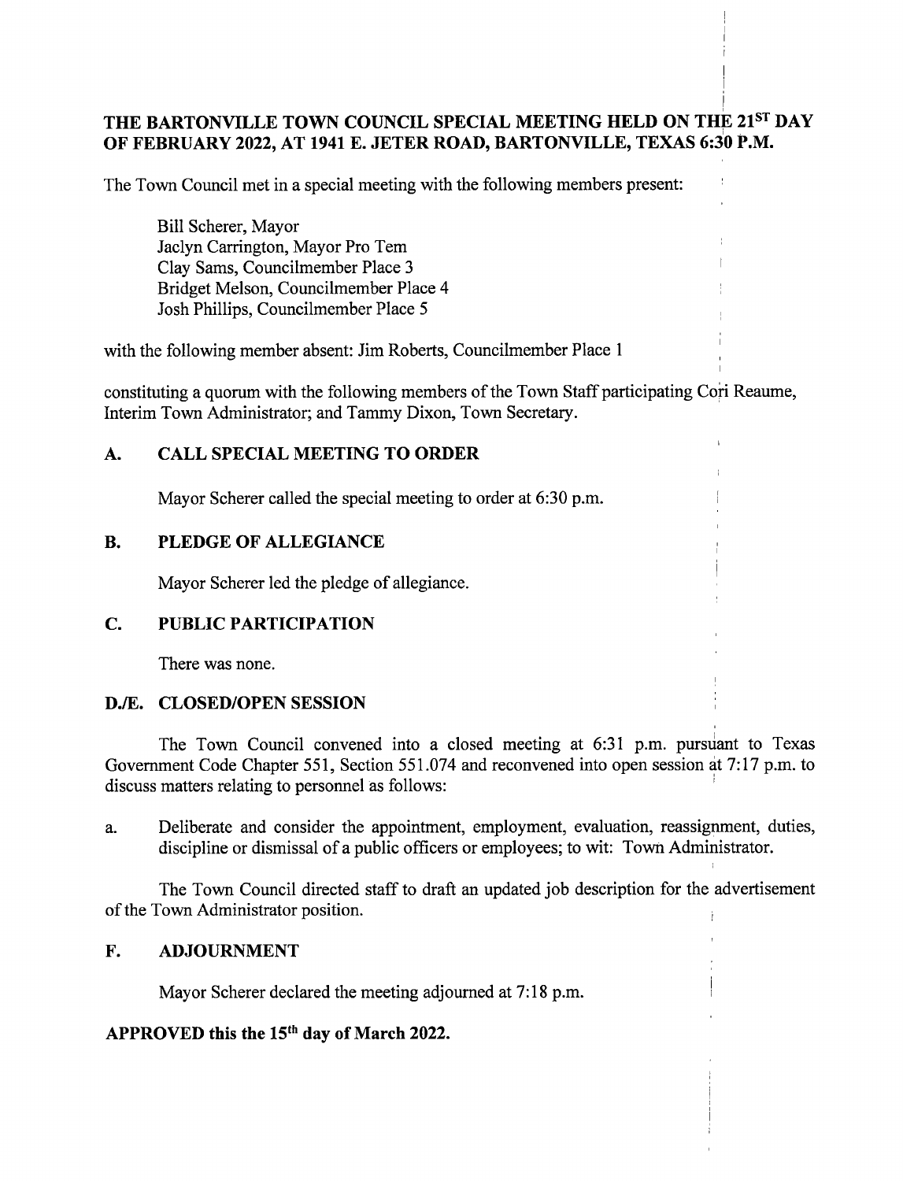# THE BARTONVILLE TOWN COUNCIL SPECIAL MEETING HELD ON THE 21ST DAY OF FEBRUARY 2022, AT 1941 E. JETER ROAD, BARTONVILLE, TEXAS 6:30 P.M.

The Town Council met in a special meeting with the following members present:

Bill Scherer, Mayor
Jaclyn Carrington, Mayor Pro Tem
Clay Sams, Councilmember Place 3
Bridget Melson, Councilmember Place 4
Josh Phillips, Councilmember Place 5

with the following member absent: Jim Roberts, Councilmember Place 1

constituting a quorum with the following members of the Town Staff participating Cori Reaume, Interim Town Administrator; and Tammy Dixon, Town Secretary.

## A. CALL SPECIAL MEETING TO ORDER

Mayor Scherer called the special meeting to order at 6:30 p.m.

## B. PLEDGE OF ALLEGIANCE

Mayor Scherer led the pledge of allegiance.

## C. PUBLIC PARTICIPATION

There was none.

## D./E. CLOSED/OPEN SESSION

The Town Council convened into a closed meeting at 6:31 p.m. pursuant to Texas Government Code Chapter 551, Section 551.074 and reconvened into open session at 7:17 p.m. to discuss matters relating to personnel as follows:

a. Deliberate and consider the appointment, employment, evaluation, reassignment, duties, discipline or dismissal of a public officers or employees; to wit: Town Administrator.

The Town Council directed staff to draft an updated job description for the advertisement of the Town Administrator position.

## F. ADJOURNMENT

Mayor Scherer declared the meeting adjourned at 7:18 p.m.

**APPROVED this the 15th day of March 2022.**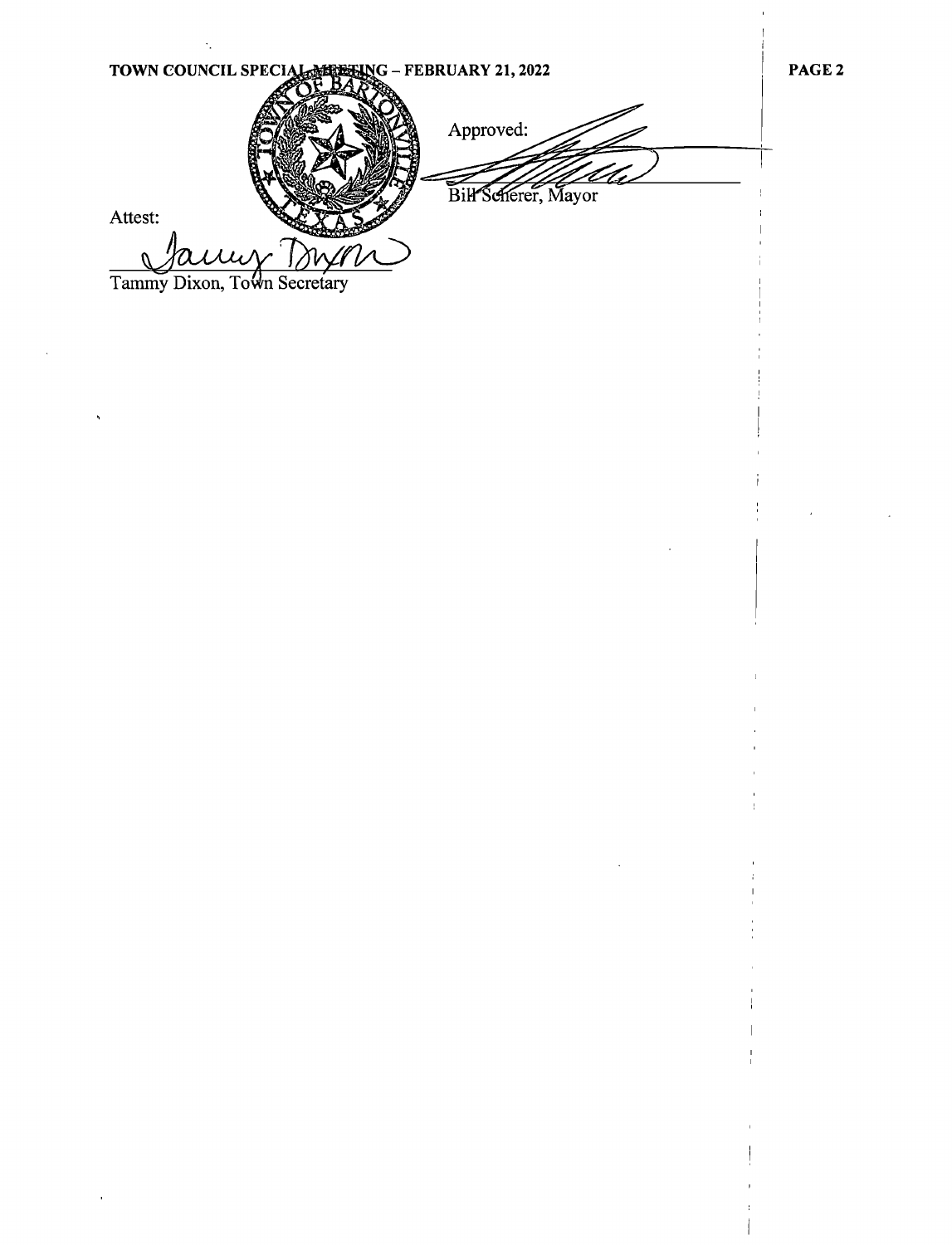Approved:

Bill Scherer, Mayor

Attest:

Tammy Dixon, Town Secretary